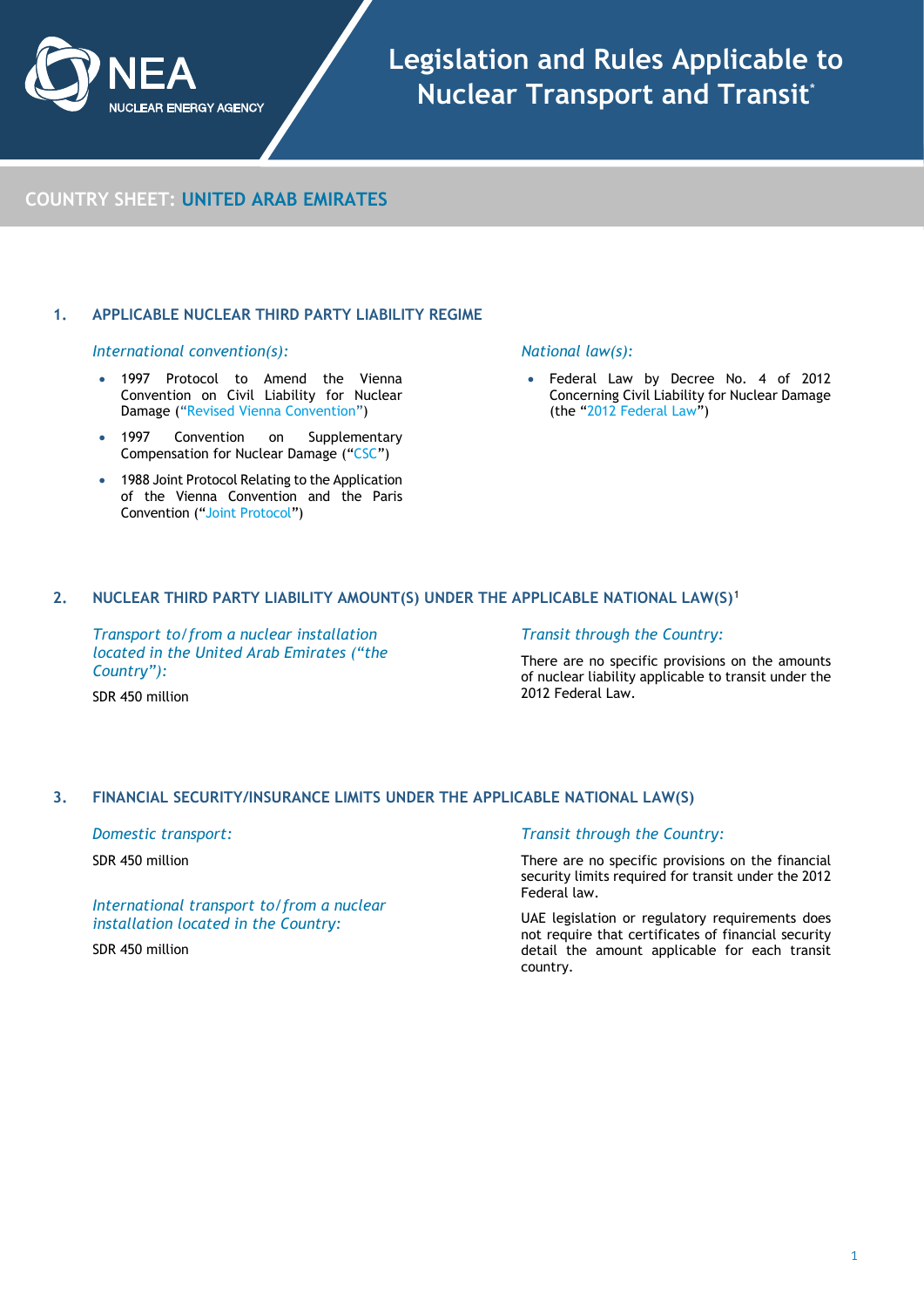NEA NUCLEAR ENERGY AGENCY

# Legislation and Rules Applicable to Nuclear Transport and Transit*

## COUNTRY SHEET: UNITED ARAB EMIRATES

### 1. APPLICABLE NUCLEAR THIRD PARTY LIABILITY REGIME

*International convention(s):*

- 1997 Protocol to Amend the Vienna Convention on Civil Liability for Nuclear Damage ("Revised Vienna Convention")
- 1997 Convention on Supplementary Compensation for Nuclear Damage ("CSC")
- 1988 Joint Protocol Relating to the Application of the Vienna Convention and the Paris Convention ("Joint Protocol")

*National law(s):*

- Federal Law by Decree No. 4 of 2012 Concerning Civil Liability for Nuclear Damage (the "2012 Federal Law")

### 2. NUCLEAR THIRD PARTY LIABILITY AMOUNT(S) UNDER THE APPLICABLE NATIONAL LAW(S)[1]

*Transport to/from a nuclear installation located in the United Arab Emirates ("the Country"):*

SDR 450 million

*Transit through the Country:*

There are no specific provisions on the amounts of nuclear liability applicable to transit under the 2012 Federal Law.

### 3. FINANCIAL SECURITY/INSURANCE LIMITS UNDER THE APPLICABLE NATIONAL LAW(S)

*Domestic transport:*

SDR 450 million

*International transport to/from a nuclear installation located in the Country:*

SDR 450 million

*Transit through the Country:*

There are no specific provisions on the financial security limits required for transit under the 2012 Federal law.

UAE legislation or regulatory requirements does not require that certificates of financial security detail the amount applicable for each transit country.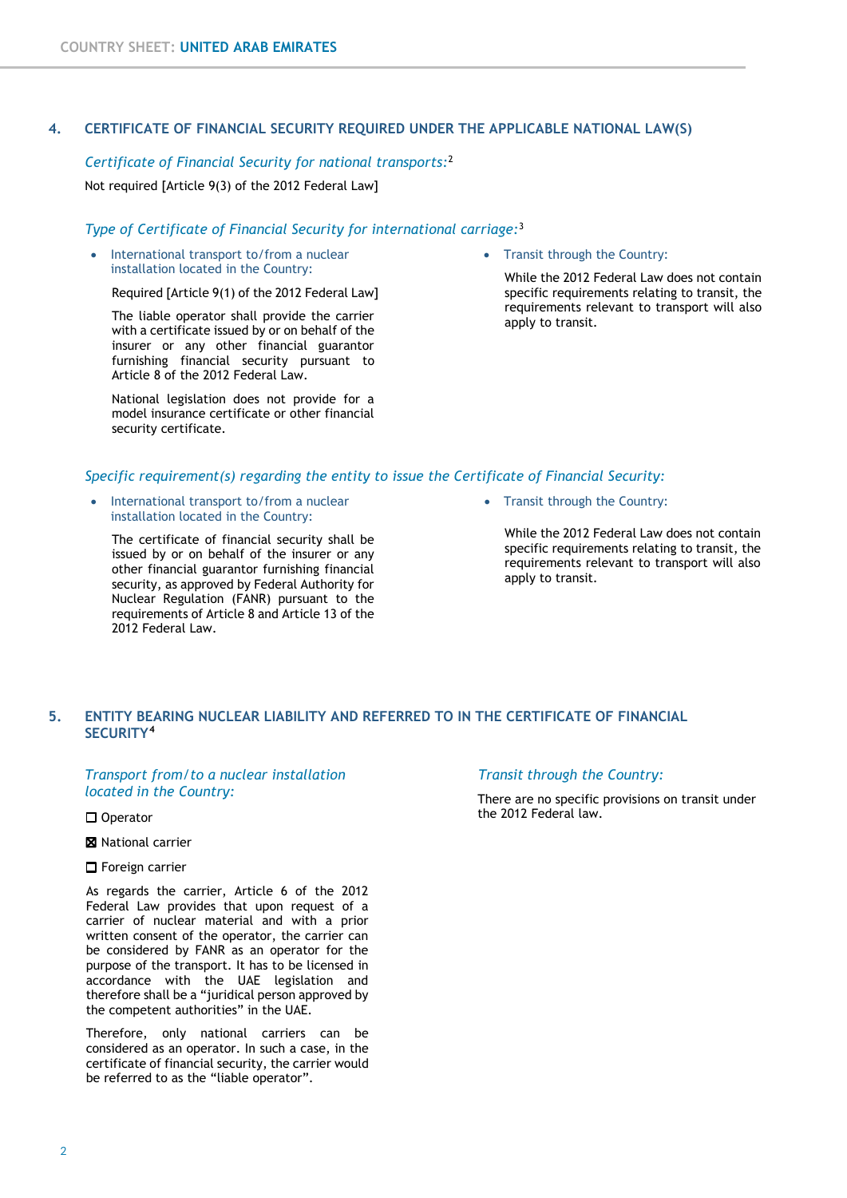## 4. CERTIFICATE OF FINANCIAL SECURITY REQUIRED UNDER THE APPLICABLE NATIONAL LAW(S)

*Certificate of Financial Security for national transports:*[2]

Not required [Article 9(3) of the 2012 Federal Law]

*Type of Certificate of Financial Security for international carriage:*[3]

- International transport to/from a nuclear installation located in the Country:

  Required [Article 9(1) of the 2012 Federal Law]

  The liable operator shall provide the carrier with a certificate issued by or on behalf of the insurer or any other financial guarantor furnishing financial security pursuant to Article 8 of the 2012 Federal Law.

  National legislation does not provide for a model insurance certificate or other financial security certificate.

- Transit through the Country:

  While the 2012 Federal Law does not contain specific requirements relating to transit, the requirements relevant to transport will also apply to transit.

*Specific requirement(s) regarding the entity to issue the Certificate of Financial Security:*

- International transport to/from a nuclear installation located in the Country:

  The certificate of financial security shall be issued by or on behalf of the insurer or any other financial guarantor furnishing financial security, as approved by Federal Authority for Nuclear Regulation (FANR) pursuant to the requirements of Article 8 and Article 13 of the 2012 Federal Law.

- Transit through the Country:

  While the 2012 Federal Law does not contain specific requirements relating to transit, the requirements relevant to transport will also apply to transit.

## 5. ENTITY BEARING NUCLEAR LIABILITY AND REFERRED TO IN THE CERTIFICATE OF FINANCIAL SECURITY[4]

*Transport from/to a nuclear installation located in the Country:*

☐ Operator

☒ National carrier

☐ Foreign carrier

As regards the carrier, Article 6 of the 2012 Federal Law provides that upon request of a carrier of nuclear material and with a prior written consent of the operator, the carrier can be considered by FANR as an operator for the purpose of the transport. It has to be licensed in accordance with the UAE legislation and therefore shall be a "juridical person approved by the competent authorities" in the UAE.

Therefore, only national carriers can be considered as an operator. In such a case, in the certificate of financial security, the carrier would be referred to as the "liable operator".

*Transit through the Country:*

There are no specific provisions on transit under the 2012 Federal law.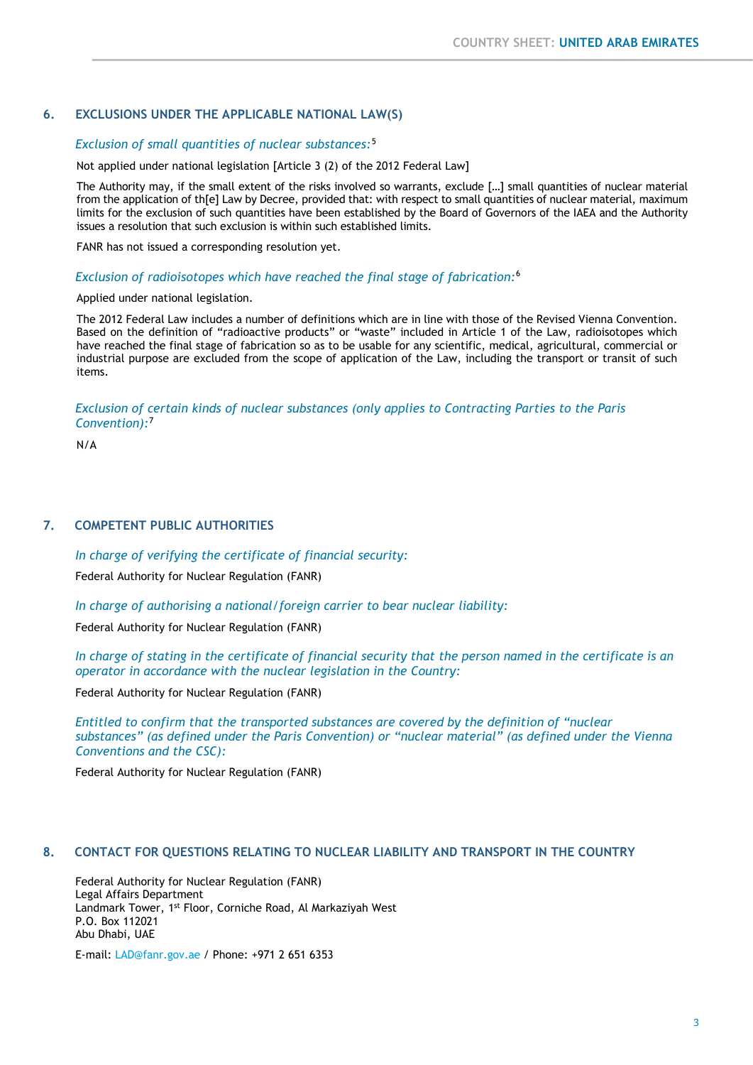## 6. EXCLUSIONS UNDER THE APPLICABLE NATIONAL LAW(S)

*Exclusion of small quantities of nuclear substances:*[5]

Not applied under national legislation [Article 3 (2) of the 2012 Federal Law]

The Authority may, if the small extent of the risks involved so warrants, exclude […] small quantities of nuclear material from the application of th[e] Law by Decree, provided that: with respect to small quantities of nuclear material, maximum limits for the exclusion of such quantities have been established by the Board of Governors of the IAEA and the Authority issues a resolution that such exclusion is within such established limits.

FANR has not issued a corresponding resolution yet.

*Exclusion of radioisotopes which have reached the final stage of fabrication:*[6]

Applied under national legislation.

The 2012 Federal Law includes a number of definitions which are in line with those of the Revised Vienna Convention. Based on the definition of "radioactive products" or "waste" included in Article 1 of the Law, radioisotopes which have reached the final stage of fabrication so as to be usable for any scientific, medical, agricultural, commercial or industrial purpose are excluded from the scope of application of the Law, including the transport or transit of such items.

*Exclusion of certain kinds of nuclear substances (only applies to Contracting Parties to the Paris Convention):*[7]

N/A

## 7. COMPETENT PUBLIC AUTHORITIES

*In charge of verifying the certificate of financial security:*

Federal Authority for Nuclear Regulation (FANR)

*In charge of authorising a national/foreign carrier to bear nuclear liability:*

Federal Authority for Nuclear Regulation (FANR)

*In charge of stating in the certificate of financial security that the person named in the certificate is an operator in accordance with the nuclear legislation in the Country:*

Federal Authority for Nuclear Regulation (FANR)

*Entitled to confirm that the transported substances are covered by the definition of "nuclear substances" (as defined under the Paris Convention) or "nuclear material" (as defined under the Vienna Conventions and the CSC):*

Federal Authority for Nuclear Regulation (FANR)

## 8. CONTACT FOR QUESTIONS RELATING TO NUCLEAR LIABILITY AND TRANSPORT IN THE COUNTRY

Federal Authority for Nuclear Regulation (FANR)
Legal Affairs Department
Landmark Tower, 1st Floor, Corniche Road, Al Markaziyah West
P.O. Box 112021
Abu Dhabi, UAE

E-mail: LAD@fanr.gov.ae / Phone: +971 2 651 6353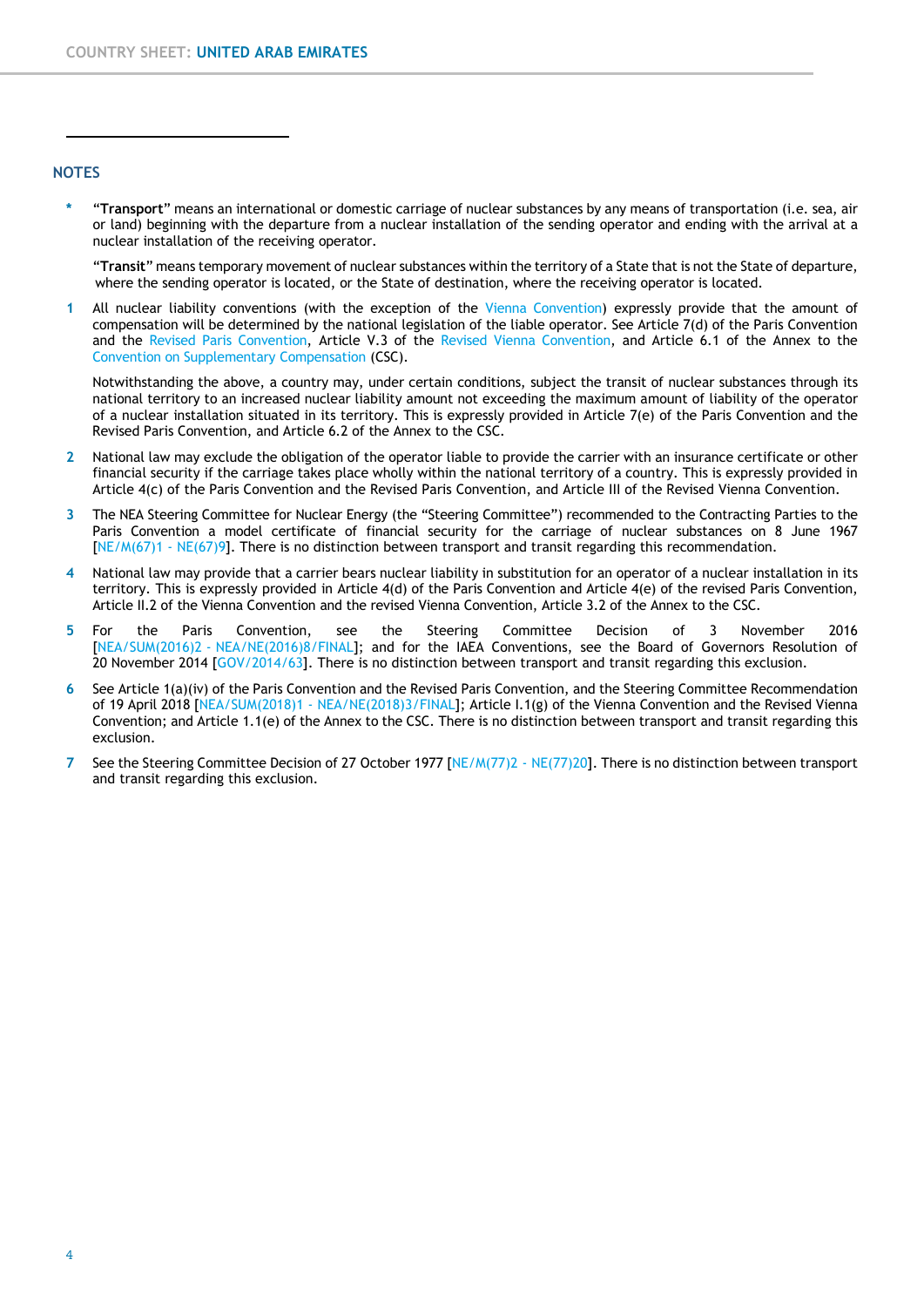## NOTES

\* "**Transport**" means an international or domestic carriage of nuclear substances by any means of transportation (i.e. sea, air or land) beginning with the departure from a nuclear installation of the sending operator and ending with the arrival at a nuclear installation of the receiving operator.

"**Transit**" means temporary movement of nuclear substances within the territory of a State that is not the State of departure, where the sending operator is located, or the State of destination, where the receiving operator is located.

1. All nuclear liability conventions (with the exception of the Vienna Convention) expressly provide that the amount of compensation will be determined by the national legislation of the liable operator. See Article 7(d) of the Paris Convention and the Revised Paris Convention, Article V.3 of the Revised Vienna Convention, and Article 6.1 of the Annex to the Convention on Supplementary Compensation (CSC).

   Notwithstanding the above, a country may, under certain conditions, subject the transit of nuclear substances through its national territory to an increased nuclear liability amount not exceeding the maximum amount of liability of the operator of a nuclear installation situated in its territory. This is expressly provided in Article 7(e) of the Paris Convention and the Revised Paris Convention, and Article 6.2 of the Annex to the CSC.

2. National law may exclude the obligation of the operator liable to provide the carrier with an insurance certificate or other financial security if the carriage takes place wholly within the national territory of a country. This is expressly provided in Article 4(c) of the Paris Convention and the Revised Paris Convention, and Article III of the Revised Vienna Convention.

3. The NEA Steering Committee for Nuclear Energy (the "Steering Committee") recommended to the Contracting Parties to the Paris Convention a model certificate of financial security for the carriage of nuclear substances on 8 June 1967 [NE/M(67)1 - NE(67)9]. There is no distinction between transport and transit regarding this recommendation.

4. National law may provide that a carrier bears nuclear liability in substitution for an operator of a nuclear installation in its territory. This is expressly provided in Article 4(d) of the Paris Convention and Article 4(e) of the revised Paris Convention, Article II.2 of the Vienna Convention and the revised Vienna Convention, Article 3.2 of the Annex to the CSC.

5. For the Paris Convention, see the Steering Committee Decision of 3 November 2016 [NEA/SUM(2016)2 - NEA/NE(2016)8/FINAL]; and for the IAEA Conventions, see the Board of Governors Resolution of 20 November 2014 [GOV/2014/63]. There is no distinction between transport and transit regarding this exclusion.

6. See Article 1(a)(iv) of the Paris Convention and the Revised Paris Convention, and the Steering Committee Recommendation of 19 April 2018 [NEA/SUM(2018)1 - NEA/NE(2018)3/FINAL]; Article I.1(g) of the Vienna Convention and the Revised Vienna Convention; and Article 1.1(e) of the Annex to the CSC. There is no distinction between transport and transit regarding this exclusion.

7. See the Steering Committee Decision of 27 October 1977 [NE/M(77)2 - NE(77)20]. There is no distinction between transport and transit regarding this exclusion.